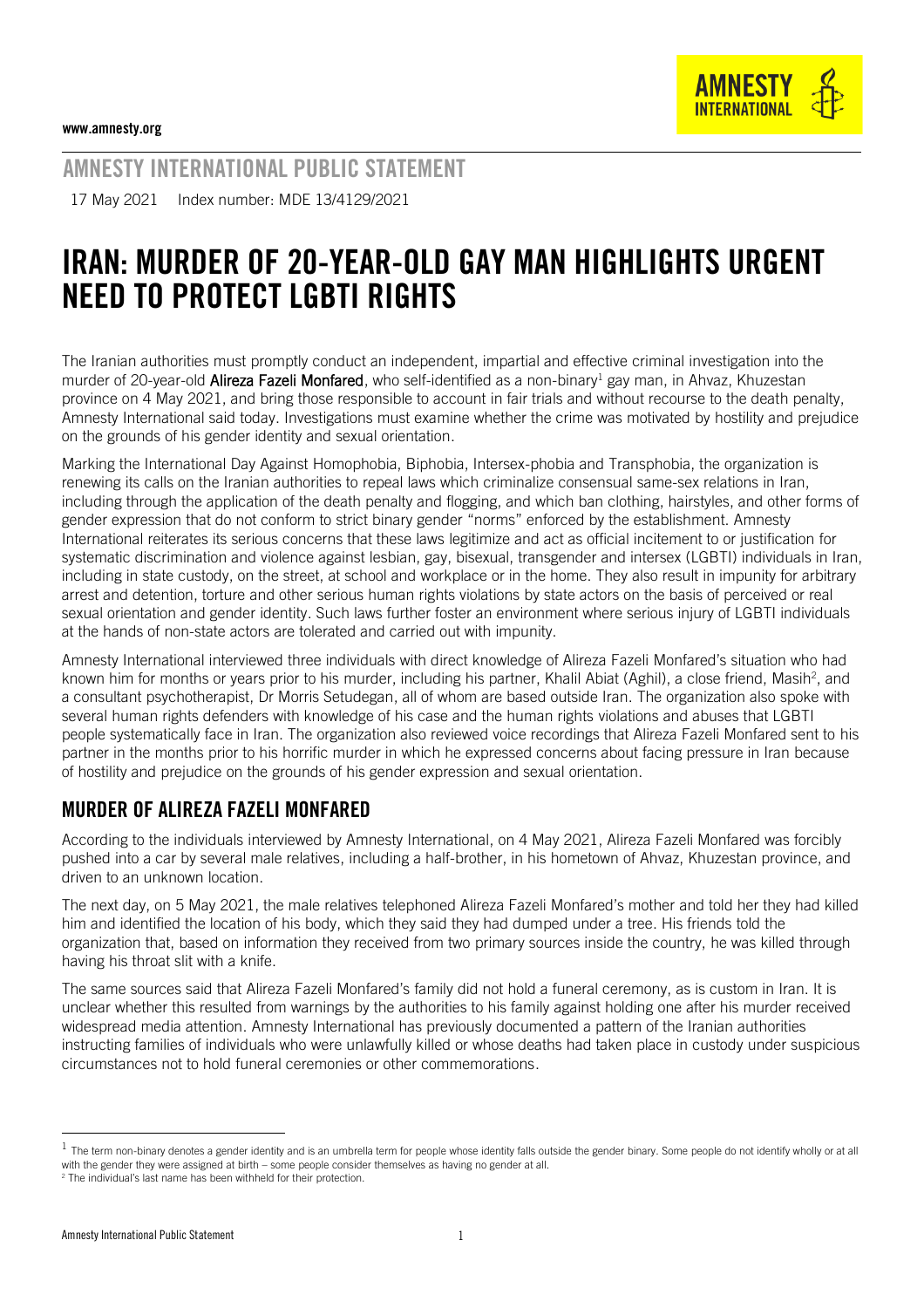www.amnesty.org

AMNESTY INTERNATIONAL PUBLIC STATEMENT

17 May 2021 Index number: MDE 13/4129/2021

# IRAN: MURDER OF 20-YEAR-OLD GAY MAN HIGHLIGHTS URGENT NEED TO PROTECT LGBTI RIGHTS

The Iranian authorities must promptly conduct an independent, impartial and effective criminal investigation into the murder of 20-year-old **Alireza Fazeli Monfared**, who self-identified as a non-binary[1] gay man, in Ahvaz, Khuzestan province on 4 May 2021, and bring those responsible to account in fair trials and without recourse to the death penalty, Amnesty International said today. Investigations must examine whether the crime was motivated by hostility and prejudice on the grounds of his gender identity and sexual orientation.

Marking the International Day Against Homophobia, Biphobia, Intersex-phobia and Transphobia, the organization is renewing its calls on the Iranian authorities to repeal laws which criminalize consensual same-sex relations in Iran, including through the application of the death penalty and flogging, and which ban clothing, hairstyles, and other forms of gender expression that do not conform to strict binary gender "norms" enforced by the establishment. Amnesty International reiterates its serious concerns that these laws legitimize and act as official incitement to or justification for systematic discrimination and violence against lesbian, gay, bisexual, transgender and intersex (LGBTI) individuals in Iran, including in state custody, on the street, at school and workplace or in the home. They also result in impunity for arbitrary arrest and detention, torture and other serious human rights violations by state actors on the basis of perceived or real sexual orientation and gender identity. Such laws further foster an environment where serious injury of LGBTI individuals at the hands of non-state actors are tolerated and carried out with impunity.

Amnesty International interviewed three individuals with direct knowledge of Alireza Fazeli Monfared's situation who had known him for months or years prior to his murder, including his partner, Khalil Abiat (Aghil), a close friend, Masih[2], and a consultant psychotherapist, Dr Morris Setudegan, all of whom are based outside Iran. The organization also spoke with several human rights defenders with knowledge of his case and the human rights violations and abuses that LGBTI people systematically face in Iran. The organization also reviewed voice recordings that Alireza Fazeli Monfared sent to his partner in the months prior to his horrific murder in which he expressed concerns about facing pressure in Iran because of hostility and prejudice on the grounds of his gender expression and sexual orientation.

## MURDER OF ALIREZA FAZELI MONFARED

According to the individuals interviewed by Amnesty International, on 4 May 2021, Alireza Fazeli Monfared was forcibly pushed into a car by several male relatives, including a half-brother, in his hometown of Ahvaz, Khuzestan province, and driven to an unknown location.

The next day, on 5 May 2021, the male relatives telephoned Alireza Fazeli Monfared's mother and told her they had killed him and identified the location of his body, which they said they had dumped under a tree. His friends told the organization that, based on information they received from two primary sources inside the country, he was killed through having his throat slit with a knife.

The same sources said that Alireza Fazeli Monfared's family did not hold a funeral ceremony, as is custom in Iran. It is unclear whether this resulted from warnings by the authorities to his family against holding one after his murder received widespread media attention. Amnesty International has previously documented a pattern of the Iranian authorities instructing families of individuals who were unlawfully killed or whose deaths had taken place in custody under suspicious circumstances not to hold funeral ceremonies or other commemorations.

---

[1] The term non-binary denotes a gender identity and is an umbrella term for people whose identity falls outside the gender binary. Some people do not identify wholly or at all with the gender they were assigned at birth – some people consider themselves as having no gender at all.

[2] The individual's last name has been withheld for their protection.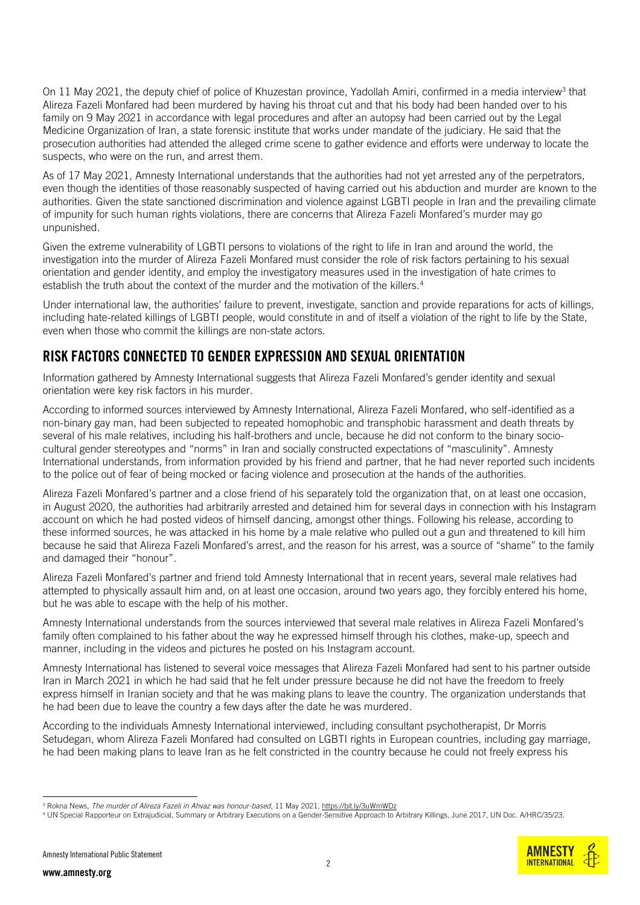On 11 May 2021, the deputy chief of police of Khuzestan province, Yadollah Amiri, confirmed in a media interview[3] that Alireza Fazeli Monfared had been murdered by having his throat cut and that his body had been handed over to his family on 9 May 2021 in accordance with legal procedures and after an autopsy had been carried out by the Legal Medicine Organization of Iran, a state forensic institute that works under mandate of the judiciary. He said that the prosecution authorities had attended the alleged crime scene to gather evidence and efforts were underway to locate the suspects, who were on the run, and arrest them.

As of 17 May 2021, Amnesty International understands that the authorities had not yet arrested any of the perpetrators, even though the identities of those reasonably suspected of having carried out his abduction and murder are known to the authorities. Given the state sanctioned discrimination and violence against LGBTI people in Iran and the prevailing climate of impunity for such human rights violations, there are concerns that Alireza Fazeli Monfared's murder may go unpunished.

Given the extreme vulnerability of LGBTI persons to violations of the right to life in Iran and around the world, the investigation into the murder of Alireza Fazeli Monfared must consider the role of risk factors pertaining to his sexual orientation and gender identity, and employ the investigatory measures used in the investigation of hate crimes to establish the truth about the context of the murder and the motivation of the killers.[4]

Under international law, the authorities' failure to prevent, investigate, sanction and provide reparations for acts of killings, including hate-related killings of LGBTI people, would constitute in and of itself a violation of the right to life by the State, even when those who commit the killings are non-state actors.

## RISK FACTORS CONNECTED TO GENDER EXPRESSION AND SEXUAL ORIENTATION

Information gathered by Amnesty International suggests that Alireza Fazeli Monfared's gender identity and sexual orientation were key risk factors in his murder.

According to informed sources interviewed by Amnesty International, Alireza Fazeli Monfared, who self-identified as a non-binary gay man, had been subjected to repeated homophobic and transphobic harassment and death threats by several of his male relatives, including his half-brothers and uncle, because he did not conform to the binary socio-cultural gender stereotypes and "norms" in Iran and socially constructed expectations of "masculinity". Amnesty International understands, from information provided by his friend and partner, that he had never reported such incidents to the police out of fear of being mocked or facing violence and prosecution at the hands of the authorities.

Alireza Fazeli Monfared's partner and a close friend of his separately told the organization that, on at least one occasion, in August 2020, the authorities had arbitrarily arrested and detained him for several days in connection with his Instagram account on which he had posted videos of himself dancing, amongst other things. Following his release, according to these informed sources, he was attacked in his home by a male relative who pulled out a gun and threatened to kill him because he said that Alireza Fazeli Monfared's arrest, and the reason for his arrest, was a source of "shame" to the family and damaged their "honour".

Alireza Fazeli Monfared's partner and friend told Amnesty International that in recent years, several male relatives had attempted to physically assault him and, on at least one occasion, around two years ago, they forcibly entered his home, but he was able to escape with the help of his mother.

Amnesty International understands from the sources interviewed that several male relatives in Alireza Fazeli Monfared's family often complained to his father about the way he expressed himself through his clothes, make-up, speech and manner, including in the videos and pictures he posted on his Instagram account.

Amnesty International has listened to several voice messages that Alireza Fazeli Monfared had sent to his partner outside Iran in March 2021 in which he had said that he felt under pressure because he did not have the freedom to freely express himself in Iranian society and that he was making plans to leave the country. The organization understands that he had been due to leave the country a few days after the date he was murdered.

According to the individuals Amnesty International interviewed, including consultant psychotherapist, Dr Morris Setudegan, whom Alireza Fazeli Monfared had consulted on LGBTI rights in European countries, including gay marriage, he had been making plans to leave Iran as he felt constricted in the country because he could not freely express his

---

[3] Rokna News, *The murder of Alireza Fazeli in Ahvaz was honour-based*, 11 May 2021, https://bit.ly/3uWmWDz

[4] UN Special Rapporteur on Extrajudicial, Summary or Arbitrary Executions on a Gender-Sensitive Approach to Arbitrary Killings, June 2017, UN Doc. A/HRC/35/23.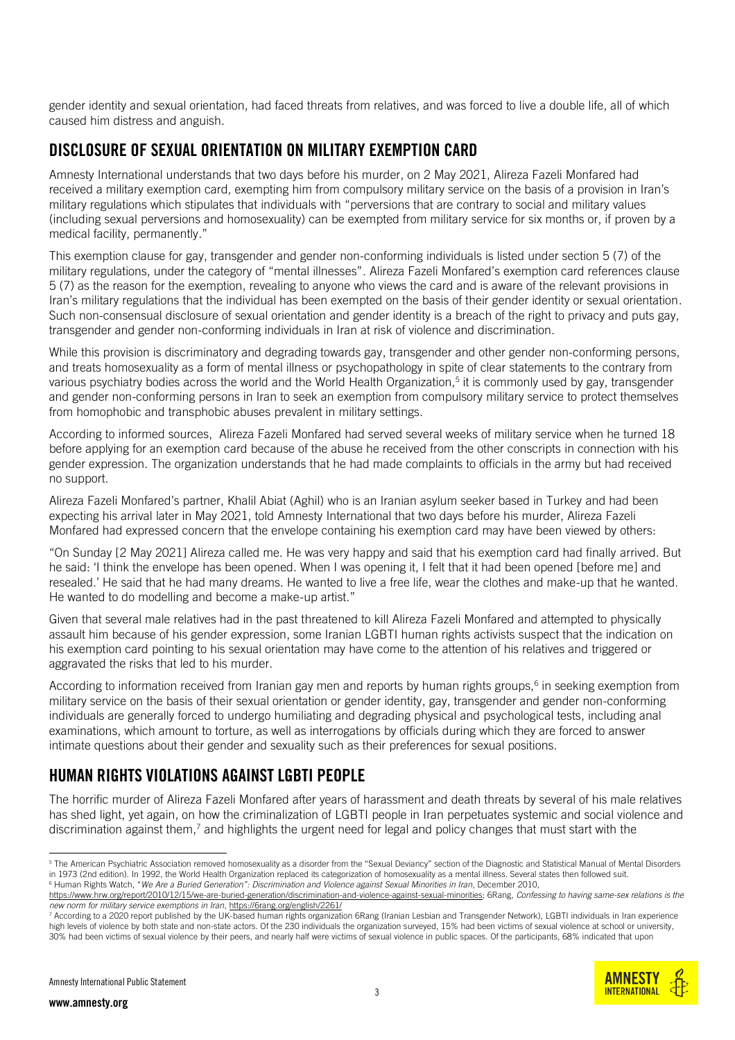gender identity and sexual orientation, had faced threats from relatives, and was forced to live a double life, all of which caused him distress and anguish.

## DISCLOSURE OF SEXUAL ORIENTATION ON MILITARY EXEMPTION CARD

Amnesty International understands that two days before his murder, on 2 May 2021, Alireza Fazeli Monfared had received a military exemption card, exempting him from compulsory military service on the basis of a provision in Iran's military regulations which stipulates that individuals with "perversions that are contrary to social and military values (including sexual perversions and homosexuality) can be exempted from military service for six months or, if proven by a medical facility, permanently."

This exemption clause for gay, transgender and gender non-conforming individuals is listed under section 5 (7) of the military regulations, under the category of "mental illnesses". Alireza Fazeli Monfared's exemption card references clause 5 (7) as the reason for the exemption, revealing to anyone who views the card and is aware of the relevant provisions in Iran's military regulations that the individual has been exempted on the basis of their gender identity or sexual orientation. Such non-consensual disclosure of sexual orientation and gender identity is a breach of the right to privacy and puts gay, transgender and gender non-conforming individuals in Iran at risk of violence and discrimination.

While this provision is discriminatory and degrading towards gay, transgender and other gender non-conforming persons, and treats homosexuality as a form of mental illness or psychopathology in spite of clear statements to the contrary from various psychiatry bodies across the world and the World Health Organization,[5] it is commonly used by gay, transgender and gender non-conforming persons in Iran to seek an exemption from compulsory military service to protect themselves from homophobic and transphobic abuses prevalent in military settings.

According to informed sources, Alireza Fazeli Monfared had served several weeks of military service when he turned 18 before applying for an exemption card because of the abuse he received from the other conscripts in connection with his gender expression. The organization understands that he had made complaints to officials in the army but had received no support.

Alireza Fazeli Monfared's partner, Khalil Abiat (Aghil) who is an Iranian asylum seeker based in Turkey and had been expecting his arrival later in May 2021, told Amnesty International that two days before his murder, Alireza Fazeli Monfared had expressed concern that the envelope containing his exemption card may have been viewed by others:

"On Sunday [2 May 2021] Alireza called me. He was very happy and said that his exemption card had finally arrived. But he said: 'I think the envelope has been opened. When I was opening it, I felt that it had been opened [before me] and resealed.' He said that he had many dreams. He wanted to live a free life, wear the clothes and make-up that he wanted. He wanted to do modelling and become a make-up artist."

Given that several male relatives had in the past threatened to kill Alireza Fazeli Monfared and attempted to physically assault him because of his gender expression, some Iranian LGBTI human rights activists suspect that the indication on his exemption card pointing to his sexual orientation may have come to the attention of his relatives and triggered or aggravated the risks that led to his murder.

According to information received from Iranian gay men and reports by human rights groups,[6] in seeking exemption from military service on the basis of their sexual orientation or gender identity, gay, transgender and gender non-conforming individuals are generally forced to undergo humiliating and degrading physical and psychological tests, including anal examinations, which amount to torture, as well as interrogations by officials during which they are forced to answer intimate questions about their gender and sexuality such as their preferences for sexual positions.

## HUMAN RIGHTS VIOLATIONS AGAINST LGBTI PEOPLE

The horrific murder of Alireza Fazeli Monfared after years of harassment and death threats by several of his male relatives has shed light, yet again, on how the criminalization of LGBTI people in Iran perpetuates systemic and social violence and discrimination against them,[7] and highlights the urgent need for legal and policy changes that must start with the

---

[5] The American Psychiatric Association removed homosexuality as a disorder from the "Sexual Deviancy" section of the Diagnostic and Statistical Manual of Mental Disorders in 1973 (2nd edition). In 1992, the World Health Organization replaced its categorization of homosexuality as a mental illness. Several states then followed suit.

[6] Human Rights Watch, "*We Are a Buried Generation": Discrimination and Violence against Sexual Minorities in Iran*, December 2010, https://www.hrw.org/report/2010/12/15/we-are-buried-generation/discrimination-and-violence-against-sexual-minorities; 6Rang, *Confessing to having same-sex relations is the new norm for military service exemptions in Iran*, https://6rang.org/english/2261/

[7] According to a 2020 report published by the UK-based human rights organization 6Rang (Iranian Lesbian and Transgender Network), LGBTI individuals in Iran experience high levels of violence by both state and non-state actors. Of the 230 individuals the organization surveyed, 15% had been victims of sexual violence at school or university, 30% had been victims of sexual violence by their peers, and nearly half were victims of sexual violence in public spaces. Of the participants, 68% indicated that upon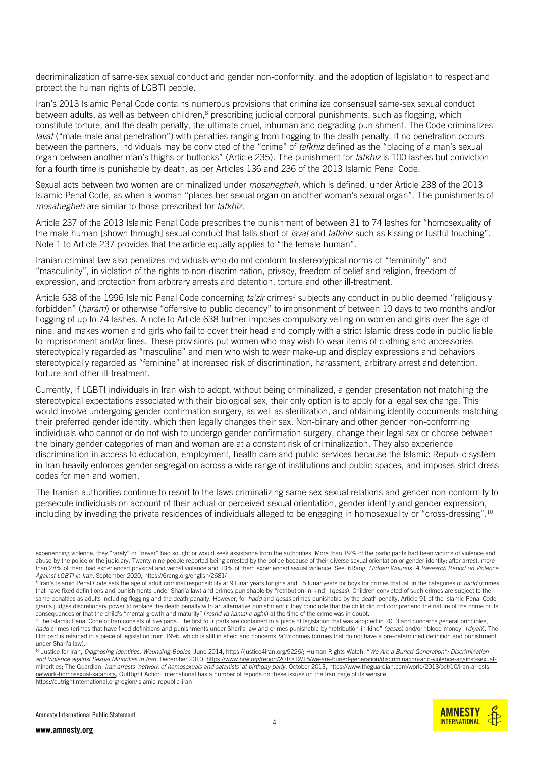decriminalization of same-sex sexual conduct and gender non-conformity, and the adoption of legislation to respect and protect the human rights of LGBTI people.

Iran's 2013 Islamic Penal Code contains numerous provisions that criminalize consensual same-sex sexual conduct between adults, as well as between children,[8] prescribing judicial corporal punishments, such as flogging, which constitute torture, and the death penalty, the ultimate cruel, inhuman and degrading punishment. The Code criminalizes *lavat* ("male-male anal penetration") with penalties ranging from flogging to the death penalty. If no penetration occurs between the partners, individuals may be convicted of the "crime" of *tafkhiz* defined as the "placing of a man's sexual organ between another man's thighs or buttocks" (Article 235). The punishment for *tafkhiz* is 100 lashes but conviction for a fourth time is punishable by death, as per Articles 136 and 236 of the 2013 Islamic Penal Code.

Sexual acts between two women are criminalized under *mosahegheh*, which is defined, under Article 238 of the 2013 Islamic Penal Code, as when a woman "places her sexual organ on another woman's sexual organ". The punishments of *mosahegheh* are similar to those prescribed for *tafkhiz*.

Article 237 of the 2013 Islamic Penal Code prescribes the punishment of between 31 to 74 lashes for "homosexuality of the male human [shown through] sexual conduct that falls short of *lavat* and *tafkhiz* such as kissing or lustful touching". Note 1 to Article 237 provides that the article equally applies to "the female human".

Iranian criminal law also penalizes individuals who do not conform to stereotypical norms of "femininity" and "masculinity", in violation of the rights to non-discrimination, privacy, freedom of belief and religion, freedom of expression, and protection from arbitrary arrests and detention, torture and other ill-treatment.

Article 638 of the 1996 Islamic Penal Code concerning *ta'zir* crimes[9] subjects any conduct in public deemed "religiously forbidden" (*haram*) or otherwise "offensive to public decency" to imprisonment of between 10 days to two months and/or flogging of up to 74 lashes. A note to Article 638 further imposes compulsory veiling on women and girls over the age of nine, and makes women and girls who fail to cover their head and comply with a strict Islamic dress code in public liable to imprisonment and/or fines. These provisions put women who may wish to wear items of clothing and accessories stereotypically regarded as "masculine" and men who wish to wear make-up and display expressions and behaviors stereotypically regarded as "feminine" at increased risk of discrimination, harassment, arbitrary arrest and detention, torture and other ill-treatment.

Currently, if LGBTI individuals in Iran wish to adopt, without being criminalized, a gender presentation not matching the stereotypical expectations associated with their biological sex, their only option is to apply for a legal sex change. This would involve undergoing gender confirmation surgery, as well as sterilization, and obtaining identity documents matching their preferred gender identity, which then legally changes their sex. Non-binary and other gender non-conforming individuals who cannot or do not wish to undergo gender confirmation surgery, change their legal sex or choose between the binary gender categories of man and woman are at a constant risk of criminalization. They also experience discrimination in access to education, employment, health care and public services because the Islamic Republic system in Iran heavily enforces gender segregation across a wide range of institutions and public spaces, and imposes strict dress codes for men and women.

The Iranian authorities continue to resort to the laws criminalizing same-sex sexual relations and gender non-conformity to persecute individuals on account of their actual or perceived sexual orientation, gender identity and gender expression, including by invading the private residences of individuals alleged to be engaging in homosexuality or "cross-dressing".[10]

---

experiencing violence, they "rarely" or "never" had sought or would seek assistance from the authorities. More than 19% of the participants had been victims of violence and abuse by the police or the judiciary. Twenty-nine people reported being arrested by the police because of their diverse sexual orientation or gender identity; after arrest, more than 28% of them had experienced physical and verbal violence and 13% of them experienced sexual violence. See: 6Rang, *Hidden Wounds: A Research Report on Violence Against LGBTI in Iran*, September 2020, https://6rang.org/english/2681/

[8] Iran's Islamic Penal Code sets the age of adult criminal responsibility at 9 lunar years for girls and 15 lunar years for boys for crimes that fall in the categories of *hadd* (crimes that have fixed definitions and punishments under Shari'a law) and crimes punishable by "retribution-in-kind" (*qesas*). Children convicted of such crimes are subject to the same penalties as adults including flogging and the death penalty. However, for *hadd* and *qesas* crimes punishable by the death penalty, Article 91 of the Islamic Penal Code grants judges discretionary power to replace the death penalty with an alternative punishment if they conclude that the child did not comprehend the nature of the crime or its consequences or that the child's "mental growth and maturity" (*roshd va kamal-e aghli*) at the time of the crime was in doubt.

[9] The Islamic Penal Code of Iran consists of five parts. The first four parts are contained in a piece of legislation that was adopted in 2013 and concerns general principles, *hadd* crimes (crimes that have fixed definitions and punishments under Shari'a law and crimes punishable by "retribution-in-kind" (*qesas*) and/or "blood money" (*diyah*). The fifth part is retained in a piece of legislation from 1996, which is still in effect and concerns *ta'zir* crimes (crimes that do not have a pre-determined definition and punishment under Shari'a law).

[10] Justice for Iran, *Diagnosing Identities, Wounding-Bodies*, June 2014, https://justice4iran.org/9226/; Human Rights Watch, "*We Are a Buried Generation": Discrimination and Violence against Sexual Minorities in Iran*, December 2010; https://www.hrw.org/report/2010/12/15/we-are-buried-generation/discrimination-and-violence-against-sexual-minorities; The Guardian, *Iran arrests 'network of homosexuals and satanists' at birthday party*, October 2013, https://www.theguardian.com/world/2013/oct/10/iran-arrests-network-homosexual-satanists; OutRight Action International has a number of reports on these issues on the Iran page of its website: https://outrightinternational.org/region/islamic-republic-iran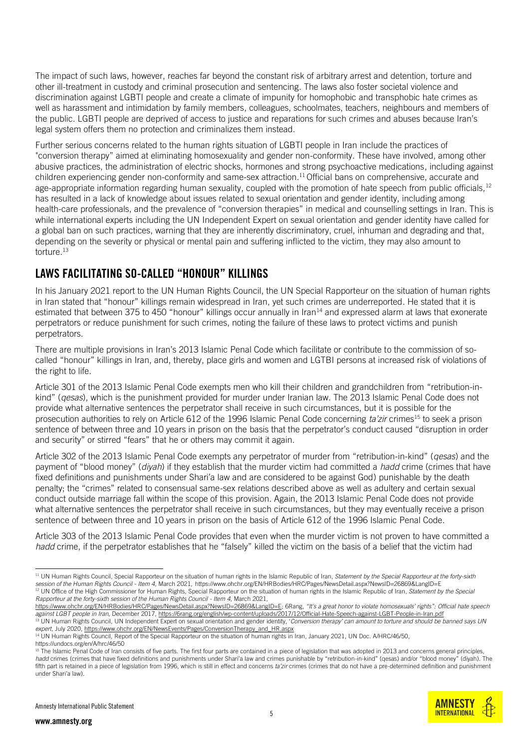The impact of such laws, however, reaches far beyond the constant risk of arbitrary arrest and detention, torture and other ill-treatment in custody and criminal prosecution and sentencing. The laws also foster societal violence and discrimination against LGBTI people and create a climate of impunity for homophobic and transphobic hate crimes as well as harassment and intimidation by family members, colleagues, schoolmates, teachers, neighbours and members of the public. LGBTI people are deprived of access to justice and reparations for such crimes and abuses because Iran's legal system offers them no protection and criminalizes them instead.

Further serious concerns related to the human rights situation of LGBTI people in Iran include the practices of "conversion therapy" aimed at eliminating homosexuality and gender non-conformity. These have involved, among other abusive practices, the administration of electric shocks, hormones and strong psychoactive medications, including against children experiencing gender non-conformity and same-sex attraction.[11] Official bans on comprehensive, accurate and age-appropriate information regarding human sexuality, coupled with the promotion of hate speech from public officials,[12] has resulted in a lack of knowledge about issues related to sexual orientation and gender identity, including among health-care professionals, and the prevalence of "conversion therapies" in medical and counselling settings in Iran. This is while international experts including the UN Independent Expert on sexual orientation and gender identity have called for a global ban on such practices, warning that they are inherently discriminatory, cruel, inhuman and degrading and that, depending on the severity or physical or mental pain and suffering inflicted to the victim, they may also amount to torture.[13]

## LAWS FACILITATING SO-CALLED "HONOUR" KILLINGS

In his January 2021 report to the UN Human Rights Council, the UN Special Rapporteur on the situation of human rights in Iran stated that "honour" killings remain widespread in Iran, yet such crimes are underreported. He stated that it is estimated that between 375 to 450 "honour" killings occur annually in Iran[14] and expressed alarm at laws that exonerate perpetrators or reduce punishment for such crimes, noting the failure of these laws to protect victims and punish perpetrators.

There are multiple provisions in Iran's 2013 Islamic Penal Code which facilitate or contribute to the commission of so-called "honour" killings in Iran, and, thereby, place girls and women and LGTBI persons at increased risk of violations of the right to life.

Article 301 of the 2013 Islamic Penal Code exempts men who kill their children and grandchildren from "retribution-in-kind" (*qesas*), which is the punishment provided for murder under Iranian law. The 2013 Islamic Penal Code does not provide what alternative sentences the perpetrator shall receive in such circumstances, but it is possible for the prosecution authorities to rely on Article 612 of the 1996 Islamic Penal Code concerning *ta'zir* crimes[15] to seek a prison sentence of between three and 10 years in prison on the basis that the perpetrator's conduct caused "disruption in order and security" or stirred "fears" that he or others may commit it again.

Article 302 of the 2013 Islamic Penal Code exempts any perpetrator of murder from "retribution-in-kind" (*qesas*) and the payment of "blood money" (*diyah*) if they establish that the murder victim had committed a *hadd* crime (crimes that have fixed definitions and punishments under Shari'a law and are considered to be against God) punishable by the death penalty; the "crimes" related to consensual same-sex relations described above as well as adultery and certain sexual conduct outside marriage fall within the scope of this provision. Again, the 2013 Islamic Penal Code does not provide what alternative sentences the perpetrator shall receive in such circumstances, but they may eventually receive a prison sentence of between three and 10 years in prison on the basis of Article 612 of the 1996 Islamic Penal Code.

Article 303 of the 2013 Islamic Penal Code provides that even when the murder victim is not proven to have committed a *hadd* crime, if the perpetrator establishes that he "falsely" killed the victim on the basis of a belief that the victim had

---

[11] UN Human Rights Council, Special Rapporteur on the situation of human rights in the Islamic Republic of Iran, *Statement by the Special Rapporteur at the forty-sixth session of the Human Rights Council - Item 4*, March 2021, https://www.ohchr.org/EN/HRBodies/HRC/Pages/NewsDetail.aspx?NewsID=26869&LangID=E

[12] UN Office of the High Commissioner for Human Rights, Special Rapporteur on the situation of human rights in the Islamic Republic of Iran, *Statement by the Special Rapporteur at the forty-sixth session of the Human Rights Council - Item 4*, March 2021, https://www.ohchr.org/EN/HRBodies/HRC/Pages/NewsDetail.aspx?NewsID=26869&LangID=E; 6Rang, *"It's a great honor to violate homosexuals' rights": Official hate speech against LGBT people in Iran*, December 2017, https://6rang.org/english/wp-content/uploads/2017/12/Official-Hate-Speech-against-LGBT-People-in-Iran.pdf

[13] UN Human Rights Council, UN Independent Expert on sexual orientation and gender identity, '*Conversion therapy' can amount to torture and should be banned says UN expert*, July 2020, https://www.ohchr.org/EN/NewsEvents/Pages/ConversionTherapy_and_HR.aspx

[14] UN Human Rights Council, Report of the Special Rapporteur on the situation of human rights in Iran, January 2021, UN Doc. A/HRC/46/50, https://undocs.org/en/A/hrc/46/50

[15] The Islamic Penal Code of Iran consists of five parts. The first four parts are contained in a piece of legislation that was adopted in 2013 and concerns general principles, *hadd* crimes (crimes that have fixed definitions and punishments under Shari'a law and crimes punishable by "retribution-in-kind" (qesas) and/or "blood money" (diyah). The fifth part is retained in a piece of legislation from 1996, which is still in effect and concerns *ta'zir* crimes (crimes that do not have a pre-determined definition and punishment under Shari'a law).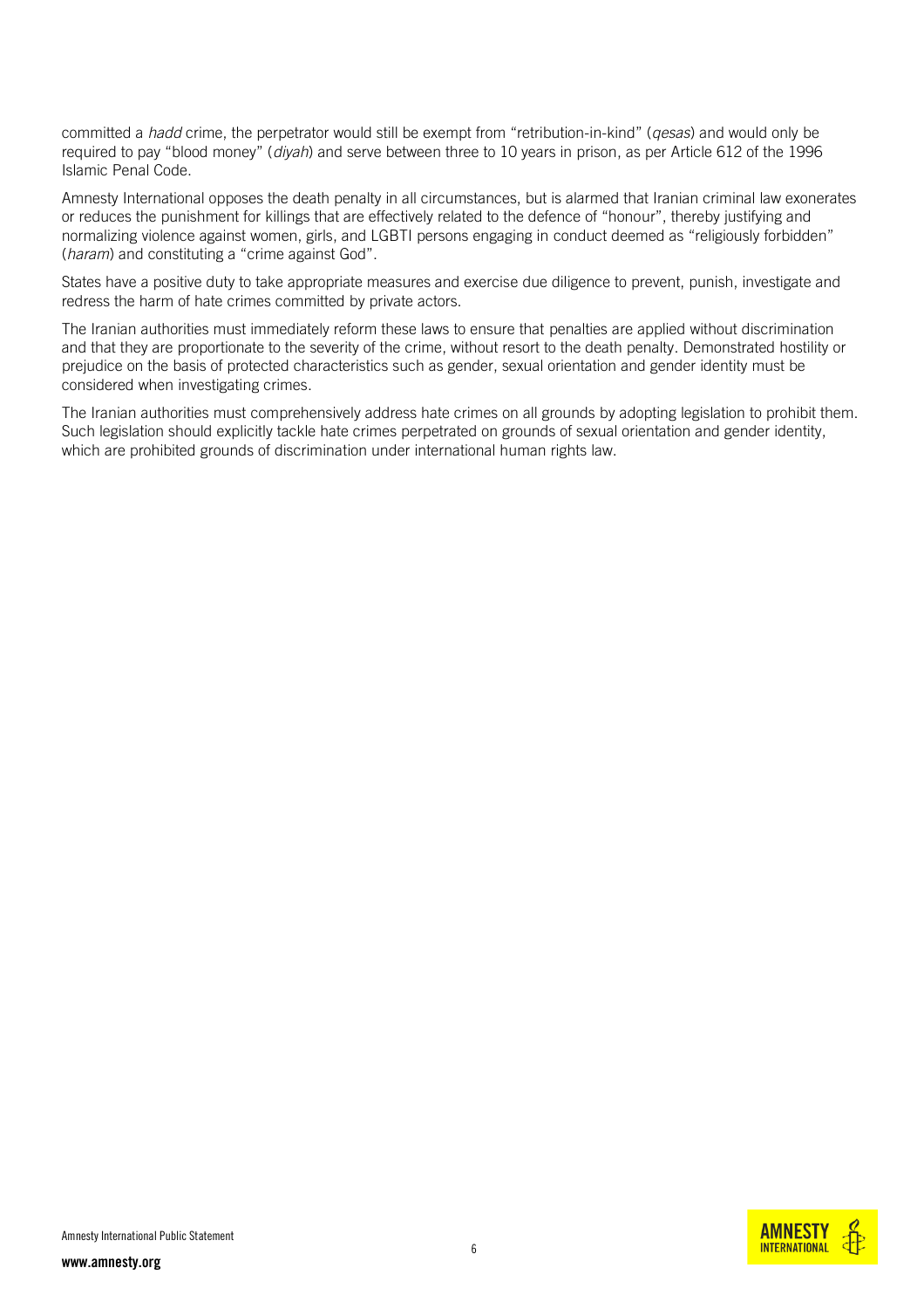committed a *hadd* crime, the perpetrator would still be exempt from "retribution-in-kind" (*qesas*) and would only be required to pay "blood money" (*diyah*) and serve between three to 10 years in prison, as per Article 612 of the 1996 Islamic Penal Code.

Amnesty International opposes the death penalty in all circumstances, but is alarmed that Iranian criminal law exonerates or reduces the punishment for killings that are effectively related to the defence of "honour", thereby justifying and normalizing violence against women, girls, and LGBTI persons engaging in conduct deemed as "religiously forbidden" (*haram*) and constituting a "crime against God".

States have a positive duty to take appropriate measures and exercise due diligence to prevent, punish, investigate and redress the harm of hate crimes committed by private actors.

The Iranian authorities must immediately reform these laws to ensure that penalties are applied without discrimination and that they are proportionate to the severity of the crime, without resort to the death penalty. Demonstrated hostility or prejudice on the basis of protected characteristics such as gender, sexual orientation and gender identity must be considered when investigating crimes.

The Iranian authorities must comprehensively address hate crimes on all grounds by adopting legislation to prohibit them. Such legislation should explicitly tackle hate crimes perpetrated on grounds of sexual orientation and gender identity, which are prohibited grounds of discrimination under international human rights law.